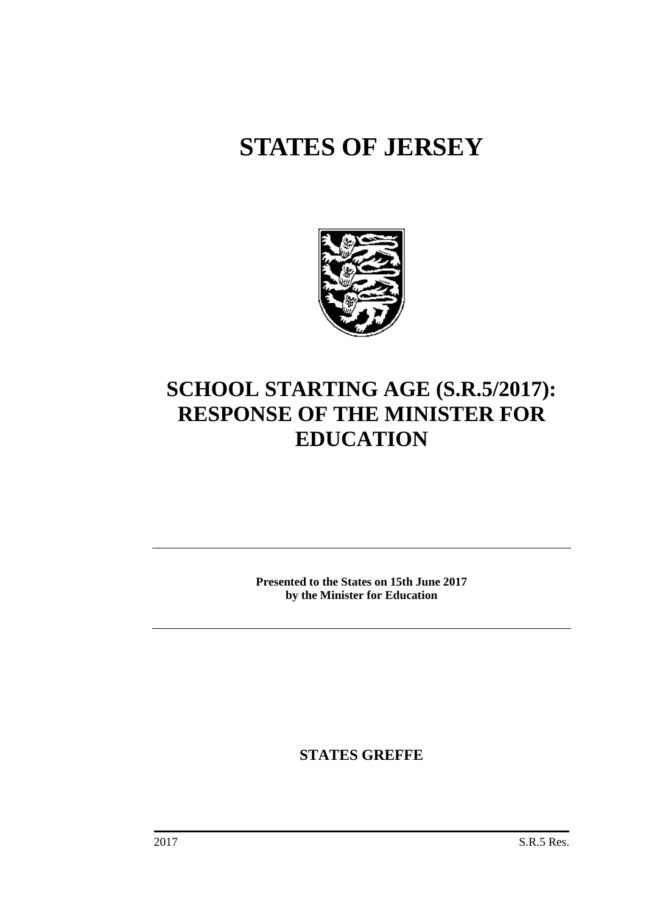# STATES OF JERSEY

# SCHOOL STARTING AGE (S.R.5/2017): RESPONSE OF THE MINISTER FOR EDUCATION

**Presented to the States on 15th June 2017**
**by the Minister for Education**

**STATES GREFFE**

2017 S.R.5 Res.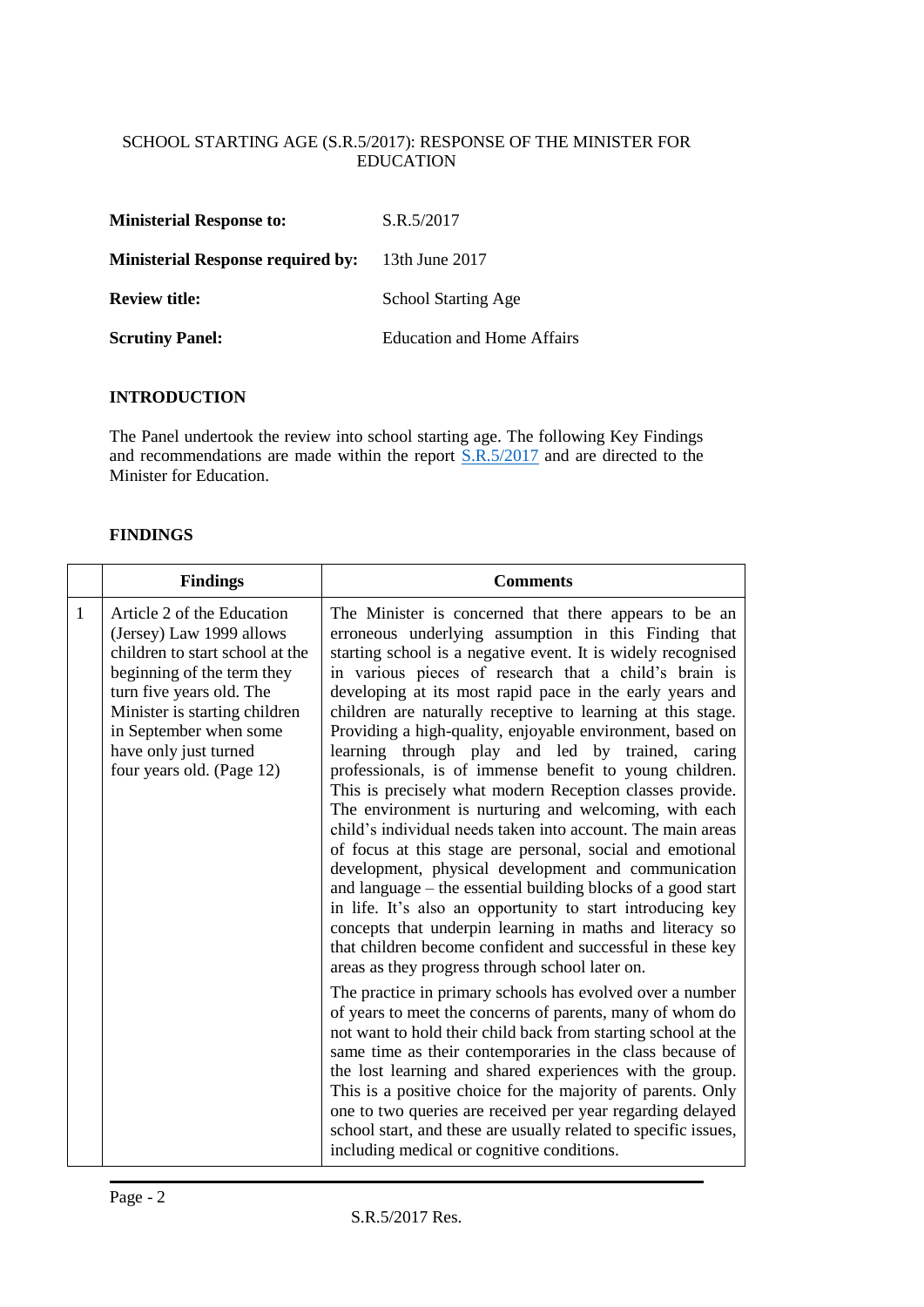SCHOOL STARTING AGE (S.R.5/2017): RESPONSE OF THE MINISTER FOR EDUCATION

| | |
|---|---|
| **Ministerial Response to:** | S.R.5/2017 |
| **Ministerial Response required by:** | 13th June 2017 |
| **Review title:** | School Starting Age |
| **Scrutiny Panel:** | Education and Home Affairs |

## INTRODUCTION

The Panel undertook the review into school starting age. The following Key Findings and recommendations are made within the report S.R.5/2017 and are directed to the Minister for Education.

## FINDINGS

| | Findings | Comments |
|---|---|---|
| 1 | Article 2 of the Education (Jersey) Law 1999 allows children to start school at the beginning of the term they turn five years old. The Minister is starting children in September when some have only just turned four years old. (Page 12) | The Minister is concerned that there appears to be an erroneous underlying assumption in this Finding that starting school is a negative event. It is widely recognised in various pieces of research that a child's brain is developing at its most rapid pace in the early years and children are naturally receptive to learning at this stage. Providing a high-quality, enjoyable environment, based on learning through play and led by trained, caring professionals, is of immense benefit to young children. This is precisely what modern Reception classes provide. The environment is nurturing and welcoming, with each child's individual needs taken into account. The main areas of focus at this stage are personal, social and emotional development, physical development and communication and language – the essential building blocks of a good start in life. It's also an opportunity to start introducing key concepts that underpin learning in maths and literacy so that children become confident and successful in these key areas as they progress through school later on.<br><br>The practice in primary schools has evolved over a number of years to meet the concerns of parents, many of whom do not want to hold their child back from starting school at the same time as their contemporaries in the class because of the lost learning and shared experiences with the group. This is a positive choice for the majority of parents. Only one to two queries are received per year regarding delayed school start, and these are usually related to specific issues, including medical or cognitive conditions. |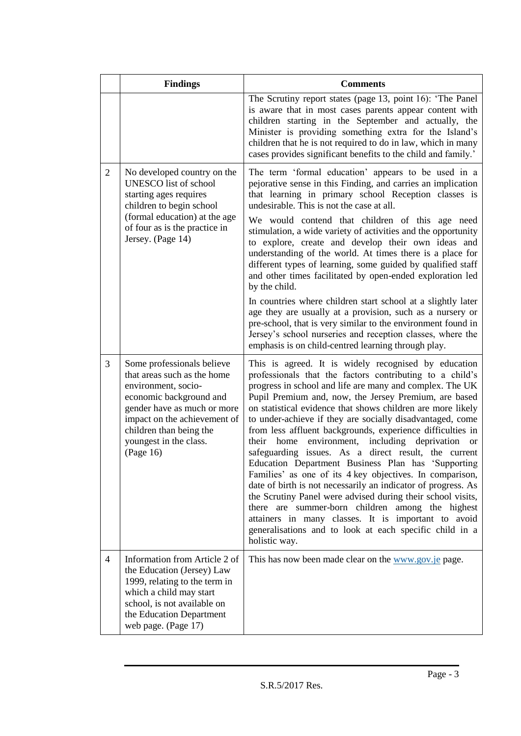| | Findings | Comments |
|---|---|---|
| | | The Scrutiny report states (page 13, point 16): 'The Panel is aware that in most cases parents appear content with children starting in the September and actually, the Minister is providing something extra for the Island's children that he is not required to do in law, which in many cases provides significant benefits to the child and family.' |
| 2 | No developed country on the UNESCO list of school starting ages requires children to begin school (formal education) at the age of four as is the practice in Jersey. (Page 14) | The term 'formal education' appears to be used in a pejorative sense in this Finding, and carries an implication that learning in primary school Reception classes is undesirable. This is not the case at all.<br><br>We would contend that children of this age need stimulation, a wide variety of activities and the opportunity to explore, create and develop their own ideas and understanding of the world. At times there is a place for different types of learning, some guided by qualified staff and other times facilitated by open-ended exploration led by the child.<br><br>In countries where children start school at a slightly later age they are usually at a provision, such as a nursery or pre-school, that is very similar to the environment found in Jersey's school nurseries and reception classes, where the emphasis is on child-centred learning through play. |
| 3 | Some professionals believe that areas such as the home environment, socio-economic background and gender have as much or more impact on the achievement of children than being the youngest in the class. (Page 16) | This is agreed. It is widely recognised by education professionals that the factors contributing to a child's progress in school and life are many and complex. The UK Pupil Premium and, now, the Jersey Premium, are based on statistical evidence that shows children are more likely to under-achieve if they are socially disadvantaged, come from less affluent backgrounds, experience difficulties in their home environment, including deprivation or safeguarding issues. As a direct result, the current Education Department Business Plan has 'Supporting Families' as one of its 4 key objectives. In comparison, date of birth is not necessarily an indicator of progress. As the Scrutiny Panel were advised during their school visits, there are summer-born children among the highest attainers in many classes. It is important to avoid generalisations and to look at each specific child in a holistic way. |
| 4 | Information from Article 2 of the Education (Jersey) Law 1999, relating to the term in which a child may start school, is not available on the Education Department web page. (Page 17) | This has now been made clear on the www.gov.je page. |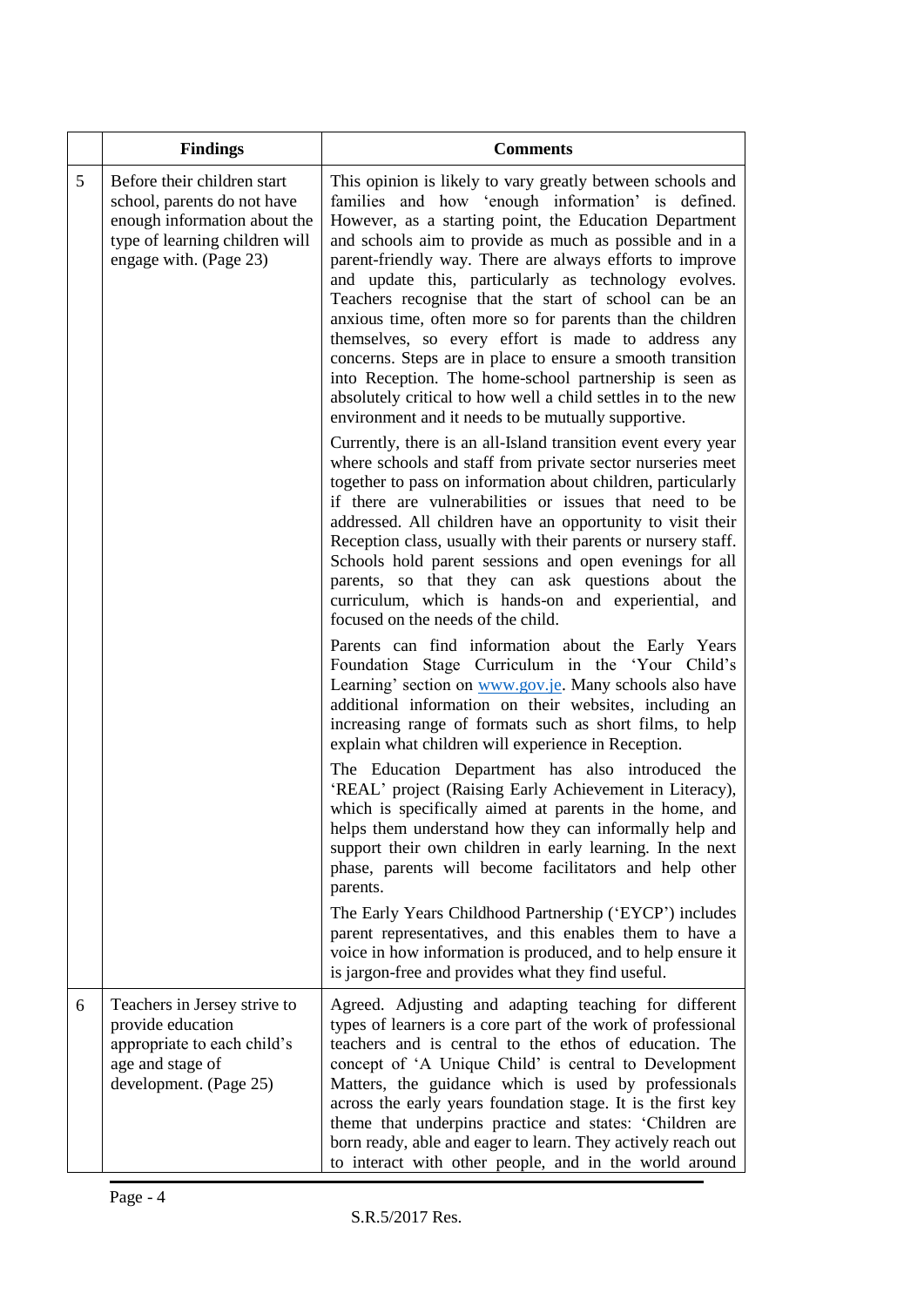|  | Findings | Comments |
|---|---|---|
| 5 | Before their children start school, parents do not have enough information about the type of learning children will engage with. (Page 23) | This opinion is likely to vary greatly between schools and families and how 'enough information' is defined. However, as a starting point, the Education Department and schools aim to provide as much as possible and in a parent-friendly way. There are always efforts to improve and update this, particularly as technology evolves. Teachers recognise that the start of school can be an anxious time, often more so for parents than the children themselves, so every effort is made to address any concerns. Steps are in place to ensure a smooth transition into Reception. The home-school partnership is seen as absolutely critical to how well a child settles in to the new environment and it needs to be mutually supportive.<br><br>Currently, there is an all-Island transition event every year where schools and staff from private sector nurseries meet together to pass on information about children, particularly if there are vulnerabilities or issues that need to be addressed. All children have an opportunity to visit their Reception class, usually with their parents or nursery staff. Schools hold parent sessions and open evenings for all parents, so that they can ask questions about the curriculum, which is hands-on and experiential, and focused on the needs of the child.<br><br>Parents can find information about the Early Years Foundation Stage Curriculum in the 'Your Child's Learning' section on www.gov.je. Many schools also have additional information on their websites, including an increasing range of formats such as short films, to help explain what children will experience in Reception.<br><br>The Education Department has also introduced the 'REAL' project (Raising Early Achievement in Literacy), which is specifically aimed at parents in the home, and helps them understand how they can informally help and support their own children in early learning. In the next phase, parents will become facilitators and help other parents.<br><br>The Early Years Childhood Partnership ('EYCP') includes parent representatives, and this enables them to have a voice in how information is produced, and to help ensure it is jargon-free and provides what they find useful. |
| 6 | Teachers in Jersey strive to provide education appropriate to each child's age and stage of development. (Page 25) | Agreed. Adjusting and adapting teaching for different types of learners is a core part of the work of professional teachers and is central to the ethos of education. The concept of 'A Unique Child' is central to Development Matters, the guidance which is used by professionals across the early years foundation stage. It is the first key theme that underpins practice and states: 'Children are born ready, able and eager to learn. They actively reach out to interact with other people, and in the world around |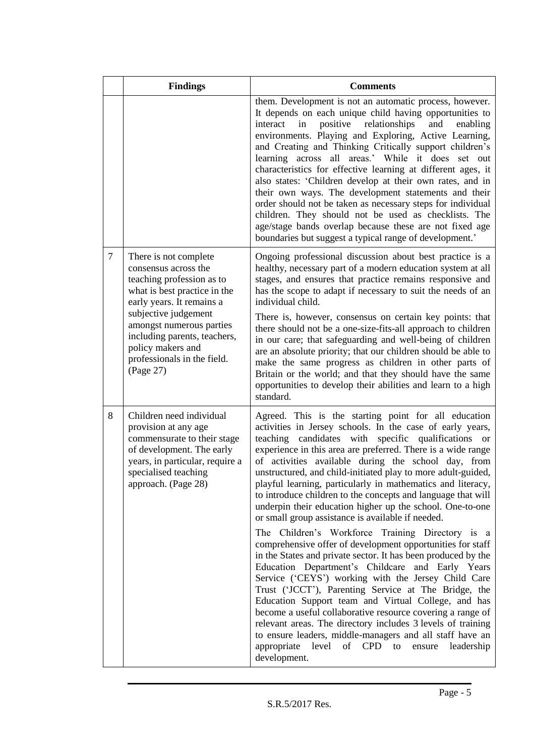|  | Findings | Comments |
| --- | --- | --- |
|  |  | them. Development is not an automatic process, however. It depends on each unique child having opportunities to interact in positive relationships and enabling environments. Playing and Exploring, Active Learning, and Creating and Thinking Critically support children's learning across all areas.' While it does set out characteristics for effective learning at different ages, it also states: 'Children develop at their own rates, and in their own ways. The development statements and their order should not be taken as necessary steps for individual children. They should not be used as checklists. The age/stage bands overlap because these are not fixed age boundaries but suggest a typical range of development.' |
| 7 | There is not complete consensus across the teaching profession as to what is best practice in the early years. It remains a subjective judgement amongst numerous parties including parents, teachers, policy makers and professionals in the field. (Page 27) | Ongoing professional discussion about best practice is a healthy, necessary part of a modern education system at all stages, and ensures that practice remains responsive and has the scope to adapt if necessary to suit the needs of an individual child.<br><br>There is, however, consensus on certain key points: that there should not be a one-size-fits-all approach to children in our care; that safeguarding and well-being of children are an absolute priority; that our children should be able to make the same progress as children in other parts of Britain or the world; and that they should have the same opportunities to develop their abilities and learn to a high standard. |
| 8 | Children need individual provision at any age commensurate to their stage of development. The early years, in particular, require a specialised teaching approach. (Page 28) | Agreed. This is the starting point for all education activities in Jersey schools. In the case of early years, teaching candidates with specific qualifications or experience in this area are preferred. There is a wide range of activities available during the school day, from unstructured, and child-initiated play to more adult-guided, playful learning, particularly in mathematics and literacy, to introduce children to the concepts and language that will underpin their education higher up the school. One-to-one or small group assistance is available if needed.<br><br>The Children's Workforce Training Directory is a comprehensive offer of development opportunities for staff in the States and private sector. It has been produced by the Education Department's Childcare and Early Years Service ('CEYS') working with the Jersey Child Care Trust ('JCCT'), Parenting Service at The Bridge, the Education Support team and Virtual College, and has become a useful collaborative resource covering a range of relevant areas. The directory includes 3 levels of training to ensure leaders, middle-managers and all staff have an appropriate level of CPD to ensure leadership development. |

S.R.5/2017 Res.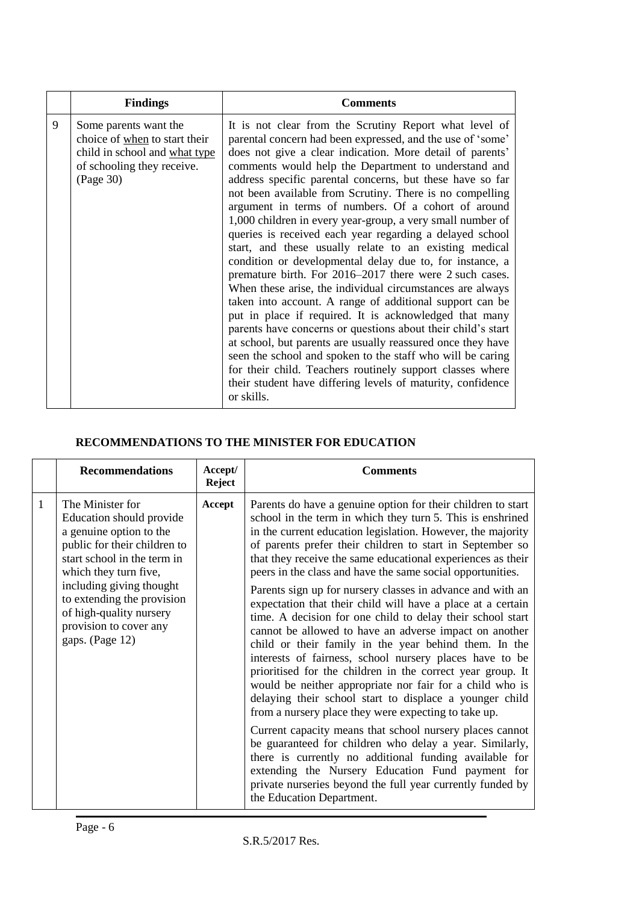| | Findings | Comments |
|---|---|---|
| 9 | Some parents want the choice of when to start their child in school and what type of schooling they receive. (Page 30) | It is not clear from the Scrutiny Report what level of parental concern had been expressed, and the use of 'some' does not give a clear indication. More detail of parents' comments would help the Department to understand and address specific parental concerns, but these have so far not been available from Scrutiny. There is no compelling argument in terms of numbers. Of a cohort of around 1,000 children in every year-group, a very small number of queries is received each year regarding a delayed school start, and these usually relate to an existing medical condition or developmental delay due to, for instance, a premature birth. For 2016–2017 there were 2 such cases. When these arise, the individual circumstances are always taken into account. A range of additional support can be put in place if required. It is acknowledged that many parents have concerns or questions about their child's start at school, but parents are usually reassured once they have seen the school and spoken to the staff who will be caring for their child. Teachers routinely support classes where their student have differing levels of maturity, confidence or skills. |

## RECOMMENDATIONS TO THE MINISTER FOR EDUCATION

| | Recommendations | Accept/ Reject | Comments |
|---|---|---|---|
| 1 | The Minister for Education should provide a genuine option to the public for their children to start school in the term in which they turn five, including giving thought to extending the provision of high-quality nursery provision to cover any gaps. (Page 12) | **Accept** | Parents do have a genuine option for their children to start school in the term in which they turn 5. This is enshrined in the current education legislation. However, the majority of parents prefer their children to start in September so that they receive the same educational experiences as their peers in the class and have the same social opportunities.<br><br>Parents sign up for nursery classes in advance and with an expectation that their child will have a place at a certain time. A decision for one child to delay their school start cannot be allowed to have an adverse impact on another child or their family in the year behind them. In the interests of fairness, school nursery places have to be prioritised for the children in the correct year group. It would be neither appropriate nor fair for a child who is delaying their school start to displace a younger child from a nursery place they were expecting to take up.<br><br>Current capacity means that school nursery places cannot be guaranteed for children who delay a year. Similarly, there is currently no additional funding available for extending the Nursery Education Fund payment for private nurseries beyond the full year currently funded by the Education Department. |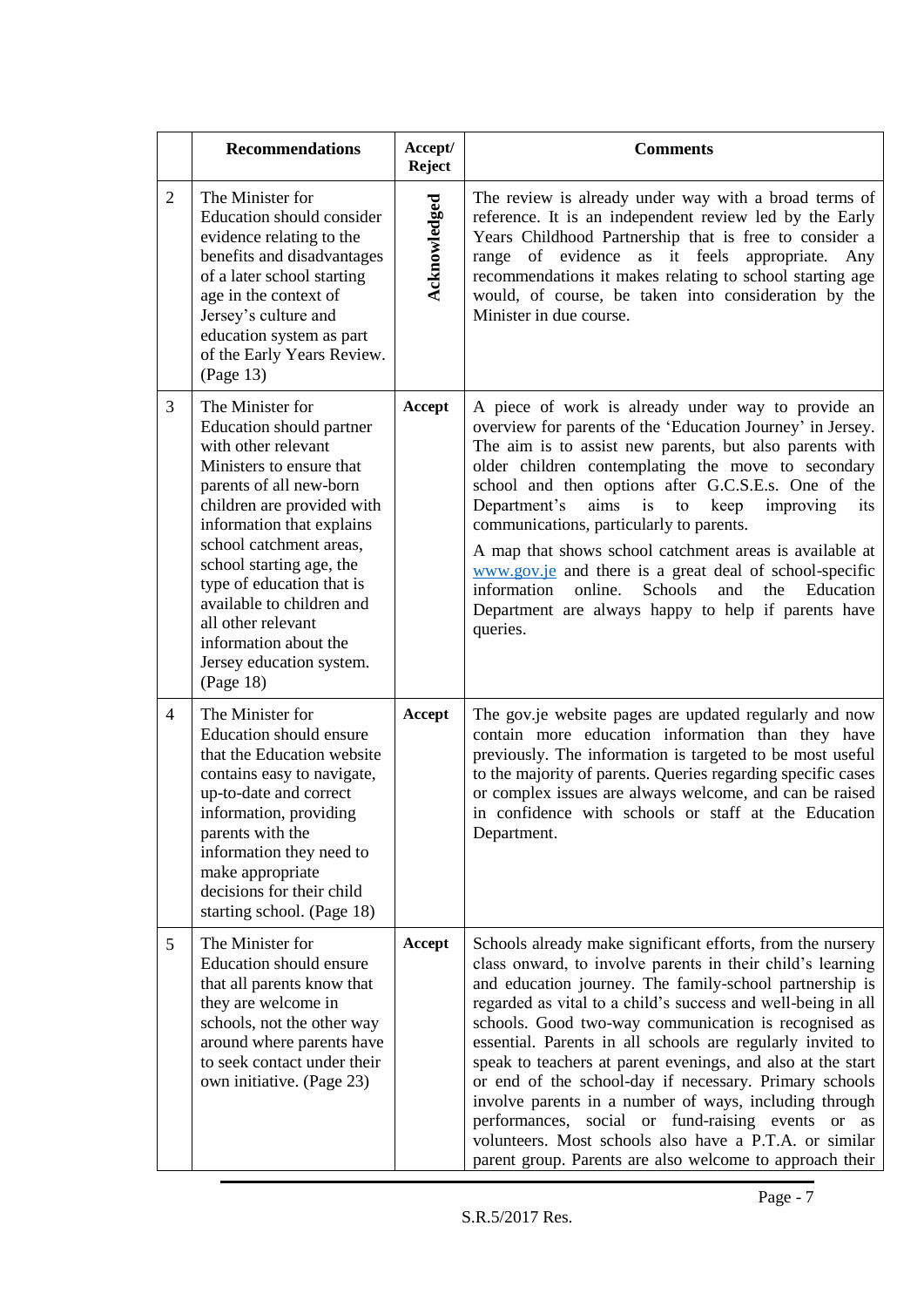|  | Recommendations | Accept/ Reject | Comments |
|---|---|---|---|
| 2 | The Minister for Education should consider evidence relating to the benefits and disadvantages of a later school starting age in the context of Jersey's culture and education system as part of the Early Years Review. (Page 13) | Acknowledged | The review is already under way with a broad terms of reference. It is an independent review led by the Early Years Childhood Partnership that is free to consider a range of evidence as it feels appropriate. Any recommendations it makes relating to school starting age would, of course, be taken into consideration by the Minister in due course. |
| 3 | The Minister for Education should partner with other relevant Ministers to ensure that parents of all new-born children are provided with information that explains school catchment areas, school starting age, the type of education that is available to children and all other relevant information about the Jersey education system. (Page 18) | **Accept** | A piece of work is already under way to provide an overview for parents of the 'Education Journey' in Jersey. The aim is to assist new parents, but also parents with older children contemplating the move to secondary school and then options after G.C.S.E.s. One of the Department's aims is to keep improving its communications, particularly to parents. <br><br> A map that shows school catchment areas is available at [www.gov.je](www.gov.je) and there is a great deal of school-specific information online. Schools and the Education Department are always happy to help if parents have queries. |
| 4 | The Minister for Education should ensure that the Education website contains easy to navigate, up-to-date and correct information, providing parents with the information they need to make appropriate decisions for their child starting school. (Page 18) | **Accept** | The gov.je website pages are updated regularly and now contain more education information than they have previously. The information is targeted to be most useful to the majority of parents. Queries regarding specific cases or complex issues are always welcome, and can be raised in confidence with schools or staff at the Education Department. |
| 5 | The Minister for Education should ensure that all parents know that they are welcome in schools, not the other way around where parents have to seek contact under their own initiative. (Page 23) | **Accept** | Schools already make significant efforts, from the nursery class onward, to involve parents in their child's learning and education journey. The family-school partnership is regarded as vital to a child's success and well-being in all schools. Good two-way communication is recognised as essential. Parents in all schools are regularly invited to speak to teachers at parent evenings, and also at the start or end of the school-day if necessary. Primary schools involve parents in a number of ways, including through performances, social or fund-raising events or as volunteers. Most schools also have a P.T.A. or similar parent group. Parents are also welcome to approach their |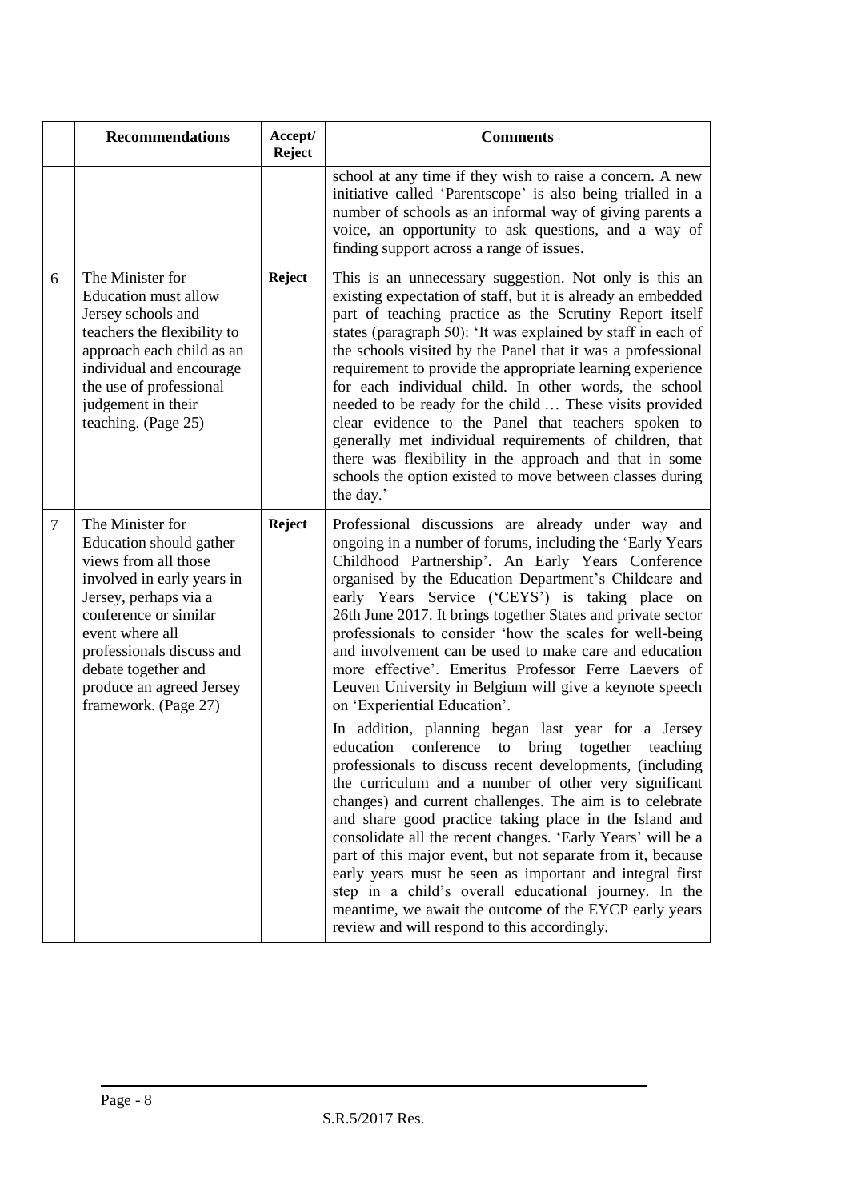|  | Recommendations | Accept/ Reject | Comments |
| --- | --- | --- | --- |
|  |  |  | school at any time if they wish to raise a concern. A new initiative called 'Parentscope' is also being trialled in a number of schools as an informal way of giving parents a voice, an opportunity to ask questions, and a way of finding support across a range of issues. |
| 6 | The Minister for Education must allow Jersey schools and teachers the flexibility to approach each child as an individual and encourage the use of professional judgement in their teaching. (Page 25) | **Reject** | This is an unnecessary suggestion. Not only is this an existing expectation of staff, but it is already an embedded part of teaching practice as the Scrutiny Report itself states (paragraph 50): 'It was explained by staff in each of the schools visited by the Panel that it was a professional requirement to provide the appropriate learning experience for each individual child. In other words, the school needed to be ready for the child … These visits provided clear evidence to the Panel that teachers spoken to generally met individual requirements of children, that there was flexibility in the approach and that in some schools the option existed to move between classes during the day.' |
| 7 | The Minister for Education should gather views from all those involved in early years in Jersey, perhaps via a conference or similar event where all professionals discuss and debate together and produce an agreed Jersey framework. (Page 27) | **Reject** | Professional discussions are already under way and ongoing in a number of forums, including the 'Early Years Childhood Partnership'. An Early Years Conference organised by the Education Department's Childcare and early Years Service ('CEYS') is taking place on 26th June 2017. It brings together States and private sector professionals to consider 'how the scales for well-being and involvement can be used to make care and education more effective'. Emeritus Professor Ferre Laevers of Leuven University in Belgium will give a keynote speech on 'Experiential Education'.<br><br>In addition, planning began last year for a Jersey education conference to bring together teaching professionals to discuss recent developments, (including the curriculum and a number of other very significant changes) and current challenges. The aim is to celebrate and share good practice taking place in the Island and consolidate all the recent changes. 'Early Years' will be a part of this major event, but not separate from it, because early years must be seen as important and integral first step in a child's overall educational journey. In the meantime, we await the outcome of the EYCP early years review and will respond to this accordingly. |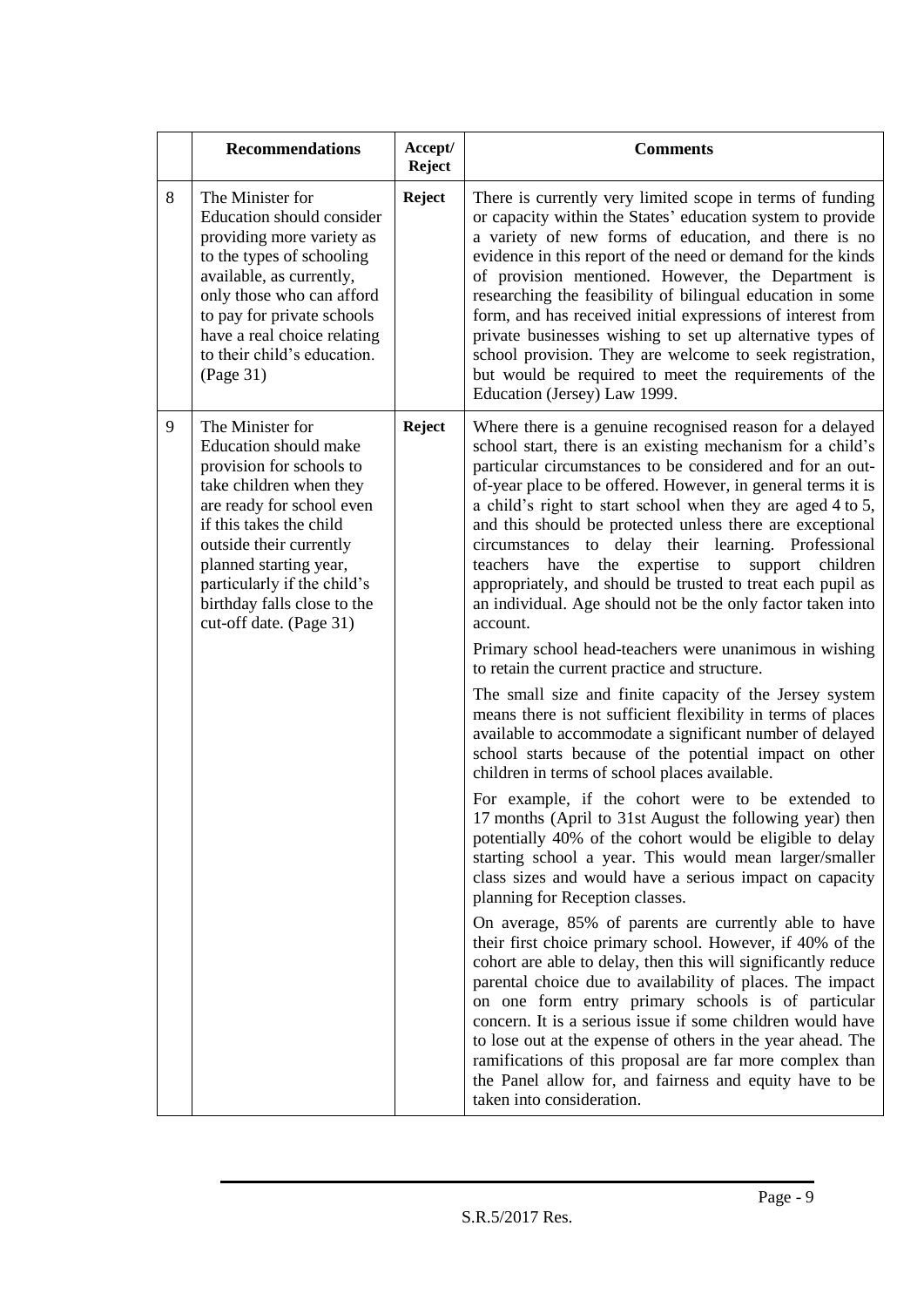|  | Recommendations | Accept/ Reject | Comments |
|---|---|---|---|
| 8 | The Minister for Education should consider providing more variety as to the types of schooling available, as currently, only those who can afford to pay for private schools have a real choice relating to their child's education. (Page 31) | **Reject** | There is currently very limited scope in terms of funding or capacity within the States' education system to provide a variety of new forms of education, and there is no evidence in this report of the need or demand for the kinds of provision mentioned. However, the Department is researching the feasibility of bilingual education in some form, and has received initial expressions of interest from private businesses wishing to set up alternative types of school provision. They are welcome to seek registration, but would be required to meet the requirements of the Education (Jersey) Law 1999. |
| 9 | The Minister for Education should make provision for schools to take children when they are ready for school even if this takes the child outside their currently planned starting year, particularly if the child's birthday falls close to the cut-off date. (Page 31) | **Reject** | Where there is a genuine recognised reason for a delayed school start, there is an existing mechanism for a child's particular circumstances to be considered and for an out-of-year place to be offered. However, in general terms it is a child's right to start school when they are aged 4 to 5, and this should be protected unless there are exceptional circumstances to delay their learning. Professional teachers have the expertise to support children appropriately, and should be trusted to treat each pupil as an individual. Age should not be the only factor taken into account.<br><br>Primary school head-teachers were unanimous in wishing to retain the current practice and structure.<br><br>The small size and finite capacity of the Jersey system means there is not sufficient flexibility in terms of places available to accommodate a significant number of delayed school starts because of the potential impact on other children in terms of school places available.<br><br>For example, if the cohort were to be extended to 17 months (April to 31st August the following year) then potentially 40% of the cohort would be eligible to delay starting school a year. This would mean larger/smaller class sizes and would have a serious impact on capacity planning for Reception classes.<br><br>On average, 85% of parents are currently able to have their first choice primary school. However, if 40% of the cohort are able to delay, then this will significantly reduce parental choice due to availability of places. The impact on one form entry primary schools is of particular concern. It is a serious issue if some children would have to lose out at the expense of others in the year ahead. The ramifications of this proposal are far more complex than the Panel allow for, and fairness and equity have to be taken into consideration. |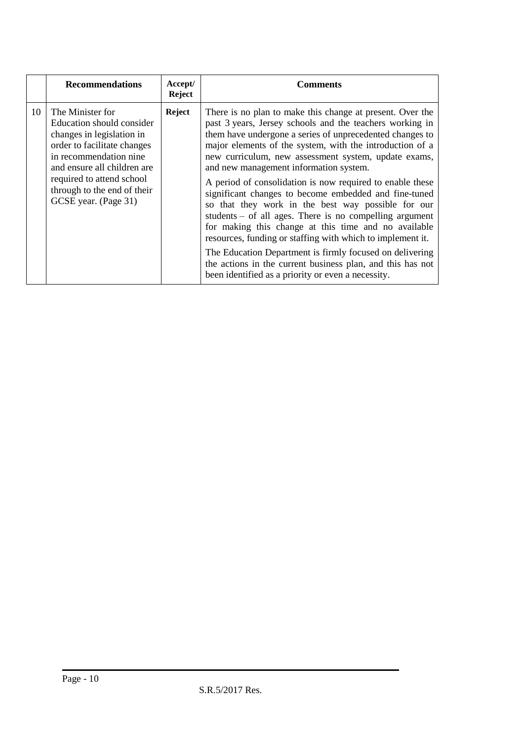| | Recommendations | Accept/ Reject | Comments |
|---|---|---|---|
| 10 | The Minister for Education should consider changes in legislation in order to facilitate changes in recommendation nine and ensure all children are required to attend school through to the end of their GCSE year. (Page 31) | **Reject** | There is no plan to make this change at present. Over the past 3 years, Jersey schools and the teachers working in them have undergone a series of unprecedented changes to major elements of the system, with the introduction of a new curriculum, new assessment system, update exams, and new management information system.<br><br>A period of consolidation is now required to enable these significant changes to become embedded and fine-tuned so that they work in the best way possible for our students – of all ages. There is no compelling argument for making this change at this time and no available resources, funding or staffing with which to implement it.<br><br>The Education Department is firmly focused on delivering the actions in the current business plan, and this has not been identified as a priority or even a necessity. |